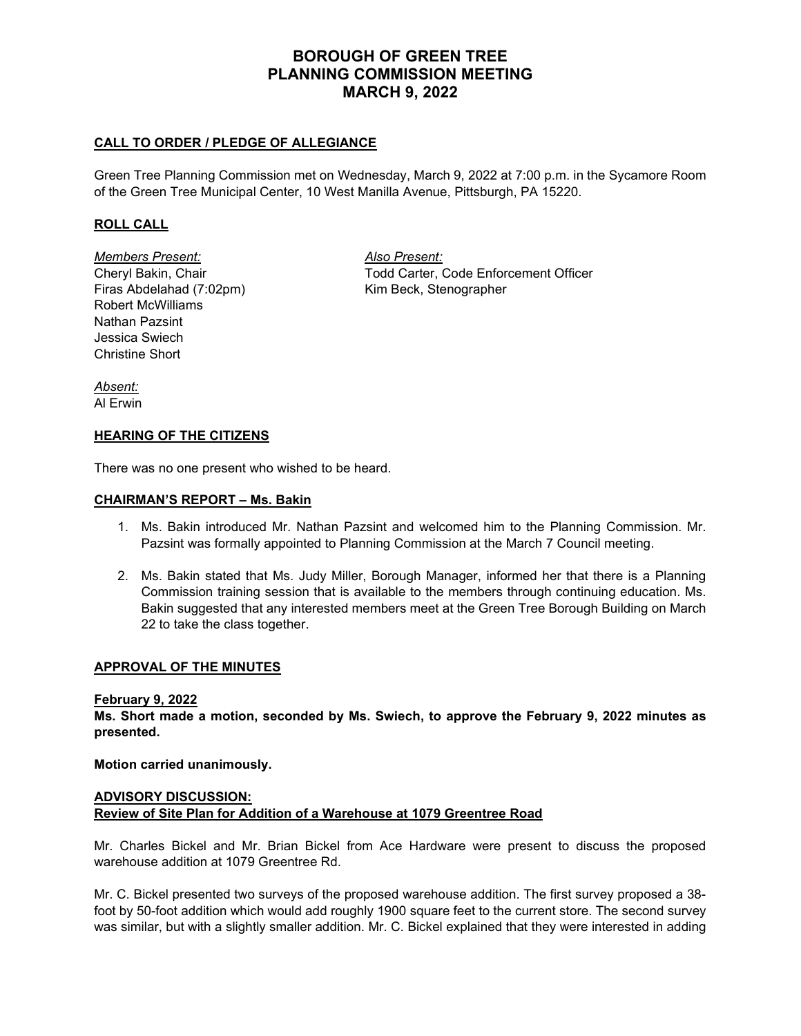# BOROUGH OF GREEN TREE
# PLANNING COMMISSION MEETING
# MARCH 9, 2022

## CALL TO ORDER / PLEDGE OF ALLEGIANCE

Green Tree Planning Commission met on Wednesday, March 9, 2022 at 7:00 p.m. in the Sycamore Room of the Green Tree Municipal Center, 10 West Manilla Avenue, Pittsburgh, PA 15220.

## ROLL CALL

*Members Present:*
Cheryl Bakin, Chair
Firas Abdelahad (7:02pm)
Robert McWilliams
Nathan Pazsint
Jessica Swiech
Christine Short

*Also Present:*
Todd Carter, Code Enforcement Officer
Kim Beck, Stenographer

*Absent:*
Al Erwin

## HEARING OF THE CITIZENS

There was no one present who wished to be heard.

## CHAIRMAN'S REPORT – Ms. Bakin

1. Ms. Bakin introduced Mr. Nathan Pazsint and welcomed him to the Planning Commission. Mr. Pazsint was formally appointed to Planning Commission at the March 7 Council meeting.
2. Ms. Bakin stated that Ms. Judy Miller, Borough Manager, informed her that there is a Planning Commission training session that is available to the members through continuing education. Ms. Bakin suggested that any interested members meet at the Green Tree Borough Building on March 22 to take the class together.

## APPROVAL OF THE MINUTES

**February 9, 2022**

**Ms. Short made a motion, seconded by Ms. Swiech, to approve the February 9, 2022 minutes as presented.**

**Motion carried unanimously.**

## ADVISORY DISCUSSION:
## Review of Site Plan for Addition of a Warehouse at 1079 Greentree Road

Mr. Charles Bickel and Mr. Brian Bickel from Ace Hardware were present to discuss the proposed warehouse addition at 1079 Greentree Rd.

Mr. C. Bickel presented two surveys of the proposed warehouse addition. The first survey proposed a 38-foot by 50-foot addition which would add roughly 1900 square feet to the current store. The second survey was similar, but with a slightly smaller addition. Mr. C. Bickel explained that they were interested in adding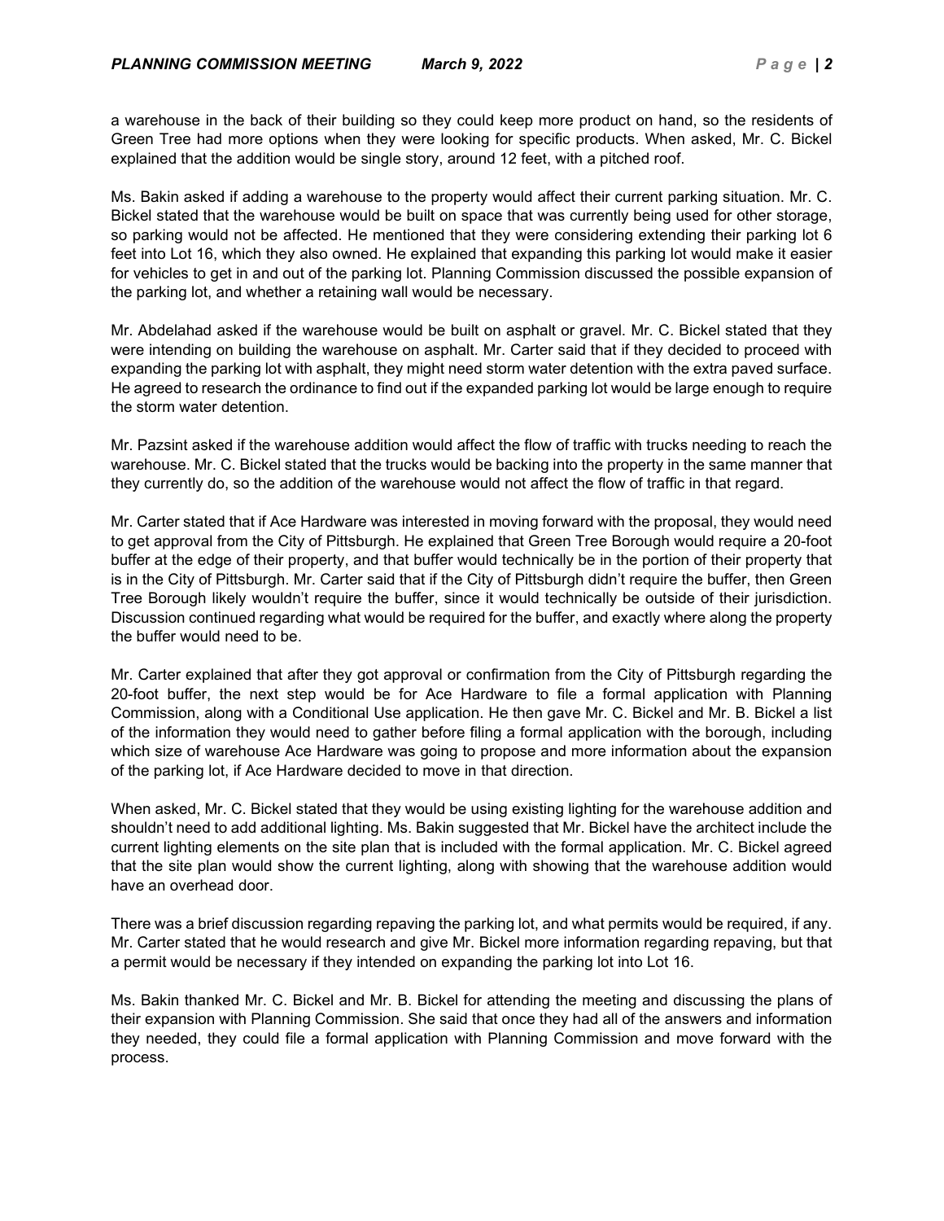a warehouse in the back of their building so they could keep more product on hand, so the residents of Green Tree had more options when they were looking for specific products. When asked, Mr. C. Bickel explained that the addition would be single story, around 12 feet, with a pitched roof.

Ms. Bakin asked if adding a warehouse to the property would affect their current parking situation. Mr. C. Bickel stated that the warehouse would be built on space that was currently being used for other storage, so parking would not be affected. He mentioned that they were considering extending their parking lot 6 feet into Lot 16, which they also owned. He explained that expanding this parking lot would make it easier for vehicles to get in and out of the parking lot. Planning Commission discussed the possible expansion of the parking lot, and whether a retaining wall would be necessary.

Mr. Abdelahad asked if the warehouse would be built on asphalt or gravel. Mr. C. Bickel stated that they were intending on building the warehouse on asphalt. Mr. Carter said that if they decided to proceed with expanding the parking lot with asphalt, they might need storm water detention with the extra paved surface. He agreed to research the ordinance to find out if the expanded parking lot would be large enough to require the storm water detention.

Mr. Pazsint asked if the warehouse addition would affect the flow of traffic with trucks needing to reach the warehouse. Mr. C. Bickel stated that the trucks would be backing into the property in the same manner that they currently do, so the addition of the warehouse would not affect the flow of traffic in that regard.

Mr. Carter stated that if Ace Hardware was interested in moving forward with the proposal, they would need to get approval from the City of Pittsburgh. He explained that Green Tree Borough would require a 20-foot buffer at the edge of their property, and that buffer would technically be in the portion of their property that is in the City of Pittsburgh. Mr. Carter said that if the City of Pittsburgh didn't require the buffer, then Green Tree Borough likely wouldn't require the buffer, since it would technically be outside of their jurisdiction. Discussion continued regarding what would be required for the buffer, and exactly where along the property the buffer would need to be.

Mr. Carter explained that after they got approval or confirmation from the City of Pittsburgh regarding the 20-foot buffer, the next step would be for Ace Hardware to file a formal application with Planning Commission, along with a Conditional Use application. He then gave Mr. C. Bickel and Mr. B. Bickel a list of the information they would need to gather before filing a formal application with the borough, including which size of warehouse Ace Hardware was going to propose and more information about the expansion of the parking lot, if Ace Hardware decided to move in that direction.

When asked, Mr. C. Bickel stated that they would be using existing lighting for the warehouse addition and shouldn't need to add additional lighting. Ms. Bakin suggested that Mr. Bickel have the architect include the current lighting elements on the site plan that is included with the formal application. Mr. C. Bickel agreed that the site plan would show the current lighting, along with showing that the warehouse addition would have an overhead door.

There was a brief discussion regarding repaving the parking lot, and what permits would be required, if any. Mr. Carter stated that he would research and give Mr. Bickel more information regarding repaving, but that a permit would be necessary if they intended on expanding the parking lot into Lot 16.

Ms. Bakin thanked Mr. C. Bickel and Mr. B. Bickel for attending the meeting and discussing the plans of their expansion with Planning Commission. She said that once they had all of the answers and information they needed, they could file a formal application with Planning Commission and move forward with the process.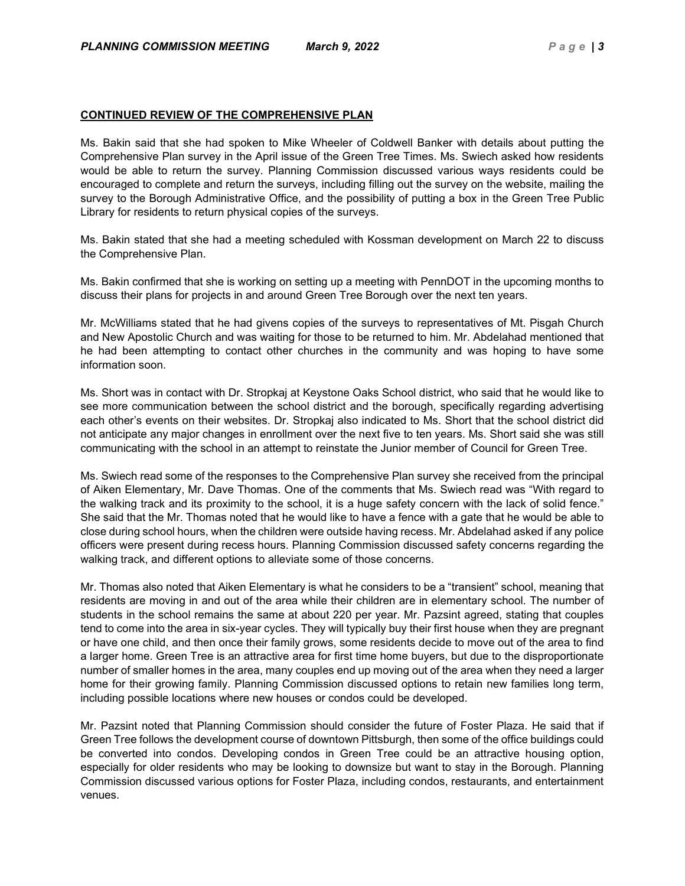## CONTINUED REVIEW OF THE COMPREHENSIVE PLAN

Ms. Bakin said that she had spoken to Mike Wheeler of Coldwell Banker with details about putting the Comprehensive Plan survey in the April issue of the Green Tree Times. Ms. Swiech asked how residents would be able to return the survey. Planning Commission discussed various ways residents could be encouraged to complete and return the surveys, including filling out the survey on the website, mailing the survey to the Borough Administrative Office, and the possibility of putting a box in the Green Tree Public Library for residents to return physical copies of the surveys.

Ms. Bakin stated that she had a meeting scheduled with Kossman development on March 22 to discuss the Comprehensive Plan.

Ms. Bakin confirmed that she is working on setting up a meeting with PennDOT in the upcoming months to discuss their plans for projects in and around Green Tree Borough over the next ten years.

Mr. McWilliams stated that he had givens copies of the surveys to representatives of Mt. Pisgah Church and New Apostolic Church and was waiting for those to be returned to him. Mr. Abdelahad mentioned that he had been attempting to contact other churches in the community and was hoping to have some information soon.

Ms. Short was in contact with Dr. Stropkaj at Keystone Oaks School district, who said that he would like to see more communication between the school district and the borough, specifically regarding advertising each other's events on their websites. Dr. Stropkaj also indicated to Ms. Short that the school district did not anticipate any major changes in enrollment over the next five to ten years. Ms. Short said she was still communicating with the school in an attempt to reinstate the Junior member of Council for Green Tree.

Ms. Swiech read some of the responses to the Comprehensive Plan survey she received from the principal of Aiken Elementary, Mr. Dave Thomas. One of the comments that Ms. Swiech read was "With regard to the walking track and its proximity to the school, it is a huge safety concern with the lack of solid fence." She said that the Mr. Thomas noted that he would like to have a fence with a gate that he would be able to close during school hours, when the children were outside having recess. Mr. Abdelahad asked if any police officers were present during recess hours. Planning Commission discussed safety concerns regarding the walking track, and different options to alleviate some of those concerns.

Mr. Thomas also noted that Aiken Elementary is what he considers to be a "transient" school, meaning that residents are moving in and out of the area while their children are in elementary school. The number of students in the school remains the same at about 220 per year. Mr. Pazsint agreed, stating that couples tend to come into the area in six-year cycles. They will typically buy their first house when they are pregnant or have one child, and then once their family grows, some residents decide to move out of the area to find a larger home. Green Tree is an attractive area for first time home buyers, but due to the disproportionate number of smaller homes in the area, many couples end up moving out of the area when they need a larger home for their growing family. Planning Commission discussed options to retain new families long term, including possible locations where new houses or condos could be developed.

Mr. Pazsint noted that Planning Commission should consider the future of Foster Plaza. He said that if Green Tree follows the development course of downtown Pittsburgh, then some of the office buildings could be converted into condos. Developing condos in Green Tree could be an attractive housing option, especially for older residents who may be looking to downsize but want to stay in the Borough. Planning Commission discussed various options for Foster Plaza, including condos, restaurants, and entertainment venues.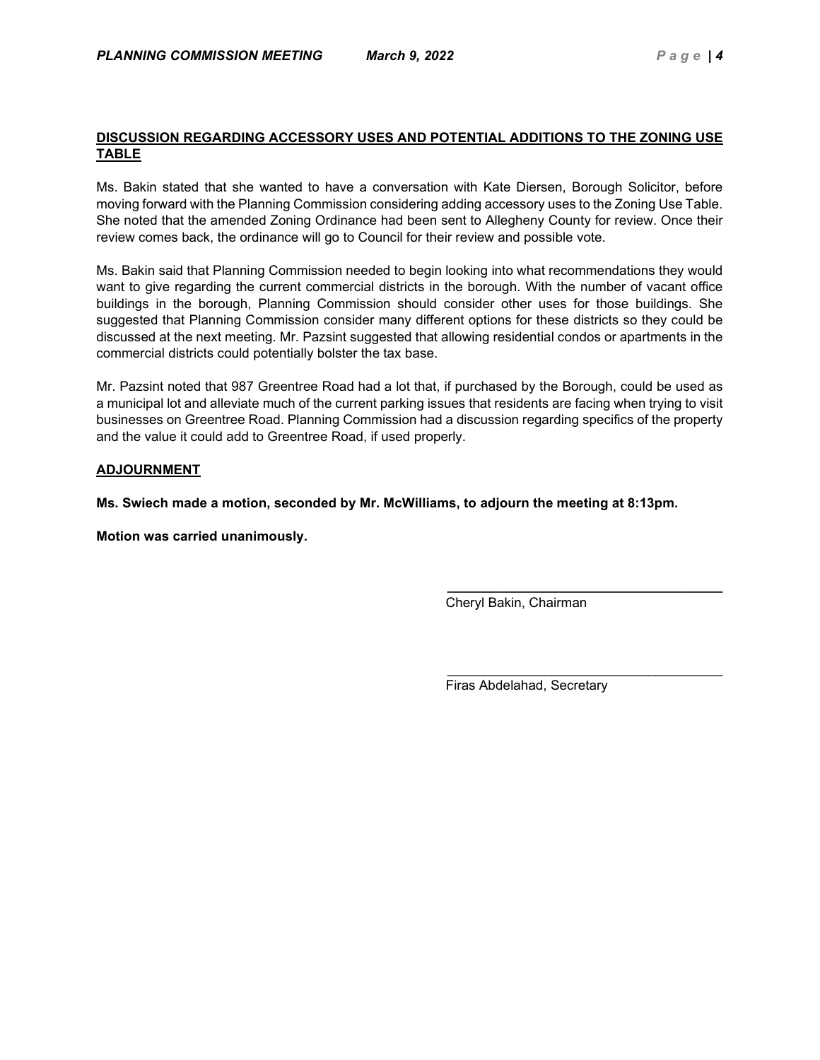## DISCUSSION REGARDING ACCESSORY USES AND POTENTIAL ADDITIONS TO THE ZONING USE TABLE

Ms. Bakin stated that she wanted to have a conversation with Kate Diersen, Borough Solicitor, before moving forward with the Planning Commission considering adding accessory uses to the Zoning Use Table. She noted that the amended Zoning Ordinance had been sent to Allegheny County for review. Once their review comes back, the ordinance will go to Council for their review and possible vote.

Ms. Bakin said that Planning Commission needed to begin looking into what recommendations they would want to give regarding the current commercial districts in the borough. With the number of vacant office buildings in the borough, Planning Commission should consider other uses for those buildings. She suggested that Planning Commission consider many different options for these districts so they could be discussed at the next meeting. Mr. Pazsint suggested that allowing residential condos or apartments in the commercial districts could potentially bolster the tax base.

Mr. Pazsint noted that 987 Greentree Road had a lot that, if purchased by the Borough, could be used as a municipal lot and alleviate much of the current parking issues that residents are facing when trying to visit businesses on Greentree Road. Planning Commission had a discussion regarding specifics of the property and the value it could add to Greentree Road, if used properly.

## ADJOURNMENT

**Ms. Swiech made a motion, seconded by Mr. McWilliams, to adjourn the meeting at 8:13pm.**

**Motion was carried unanimously.**

\_\_\_\_\_\_\_\_\_\_\_\_\_\_\_\_\_\_\_\_\_\_\_\_\_\_\_\_\_\_\_\_\_\_\_\_\_\_
Cheryl Bakin, Chairman

\_\_\_\_\_\_\_\_\_\_\_\_\_\_\_\_\_\_\_\_\_\_\_\_\_\_\_\_\_\_\_\_\_\_\_\_\_\_
Firas Abdelahad, Secretary